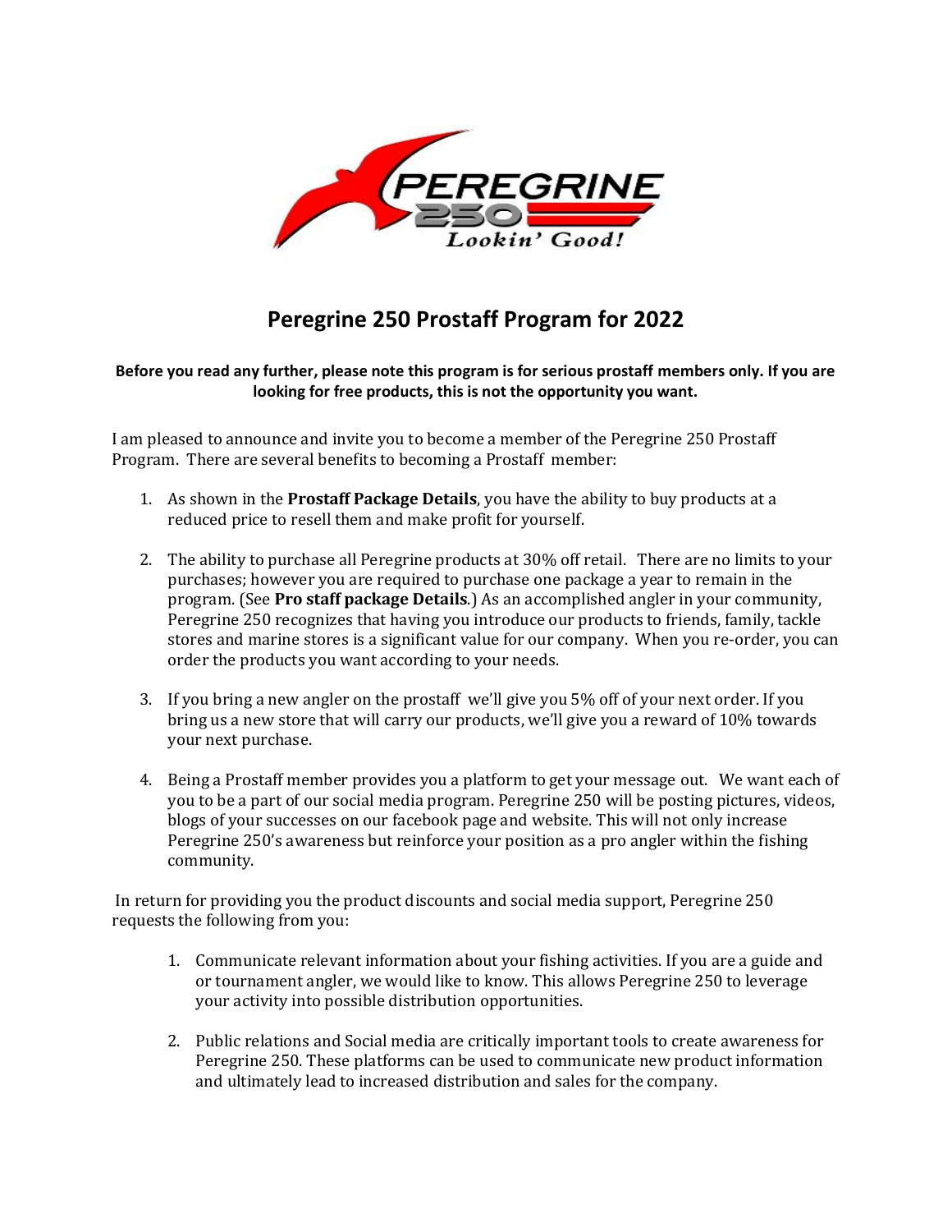# Peregrine 250 Prostaff Program for 2022

**Before you read any further, please note this program is for serious prostaff members only. If you are looking for free products, this is not the opportunity you want.**

I am pleased to announce and invite you to become a member of the Peregrine 250 Prostaff Program. There are several benefits to becoming a Prostaff member:

1. As shown in the **Prostaff Package Details**, you have the ability to buy products at a reduced price to resell them and make profit for yourself.

2. The ability to purchase all Peregrine products at 30% off retail. There are no limits to your purchases; however you are required to purchase one package a year to remain in the program. (See **Pro staff package Details**.) As an accomplished angler in your community, Peregrine 250 recognizes that having you introduce our products to friends, family, tackle stores and marine stores is a significant value for our company. When you re-order, you can order the products you want according to your needs.

3. If you bring a new angler on the prostaff we'll give you 5% off of your next order. If you bring us a new store that will carry our products, we'll give you a reward of 10% towards your next purchase.

4. Being a Prostaff member provides you a platform to get your message out. We want each of you to be a part of our social media program. Peregrine 250 will be posting pictures, videos, blogs of your successes on our facebook page and website. This will not only increase Peregrine 250's awareness but reinforce your position as a pro angler within the fishing community.

In return for providing you the product discounts and social media support, Peregrine 250 requests the following from you:

1. Communicate relevant information about your fishing activities. If you are a guide and or tournament angler, we would like to know. This allows Peregrine 250 to leverage your activity into possible distribution opportunities.

2. Public relations and Social media are critically important tools to create awareness for Peregrine 250. These platforms can be used to communicate new product information and ultimately lead to increased distribution and sales for the company.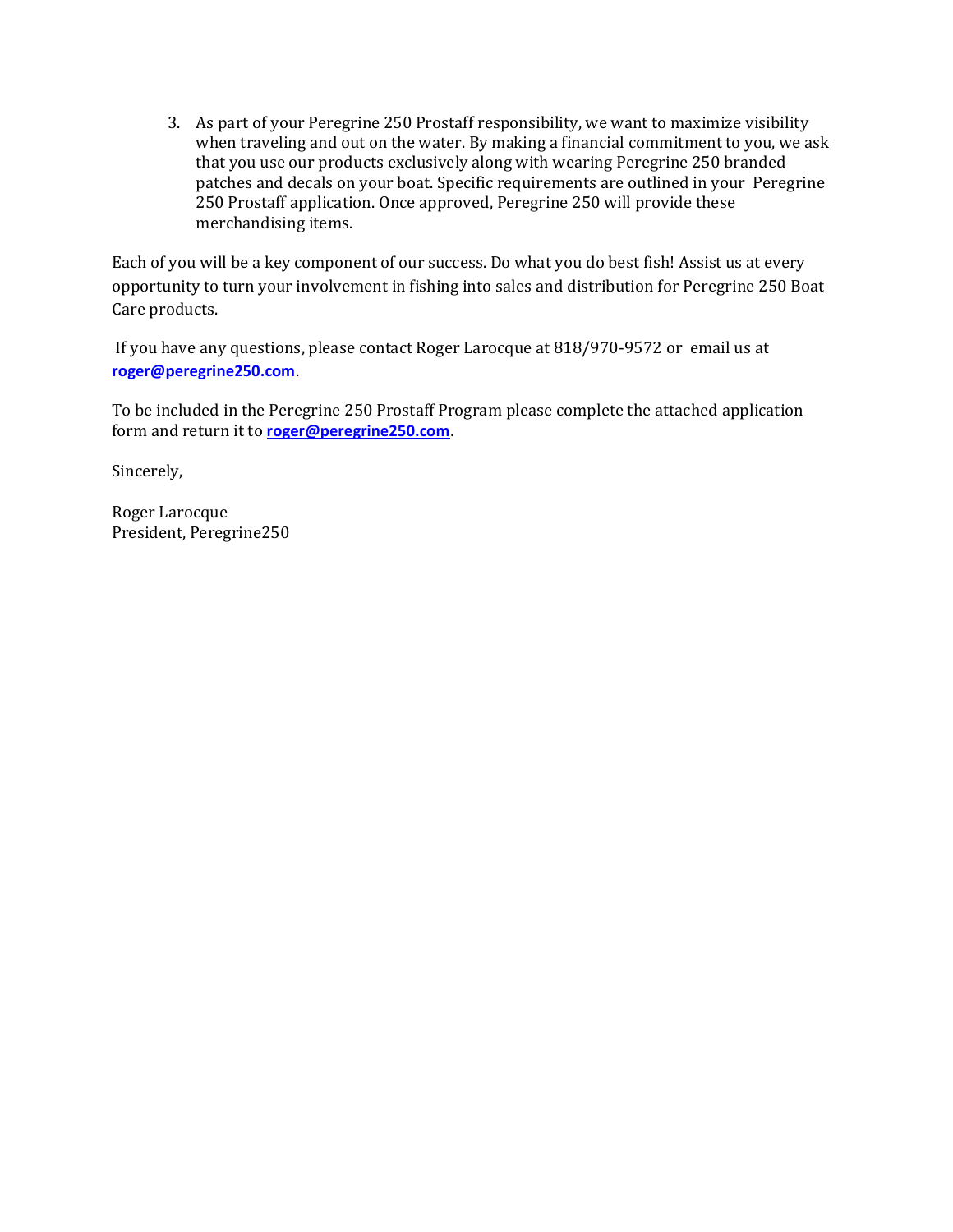3. As part of your Peregrine 250 Prostaff responsibility, we want to maximize visibility when traveling and out on the water. By making a financial commitment to you, we ask that you use our products exclusively along with wearing Peregrine 250 branded patches and decals on your boat. Specific requirements are outlined in your Peregrine 250 Prostaff application. Once approved, Peregrine 250 will provide these merchandising items.

Each of you will be a key component of our success. Do what you do best fish! Assist us at every opportunity to turn your involvement in fishing into sales and distribution for Peregrine 250 Boat Care products.

If you have any questions, please contact Roger Larocque at 818/970-9572 or email us at **roger@peregrine250.com**.

To be included in the Peregrine 250 Prostaff Program please complete the attached application form and return it to **roger@peregrine250.com**.

Sincerely,

Roger Larocque
President, Peregrine250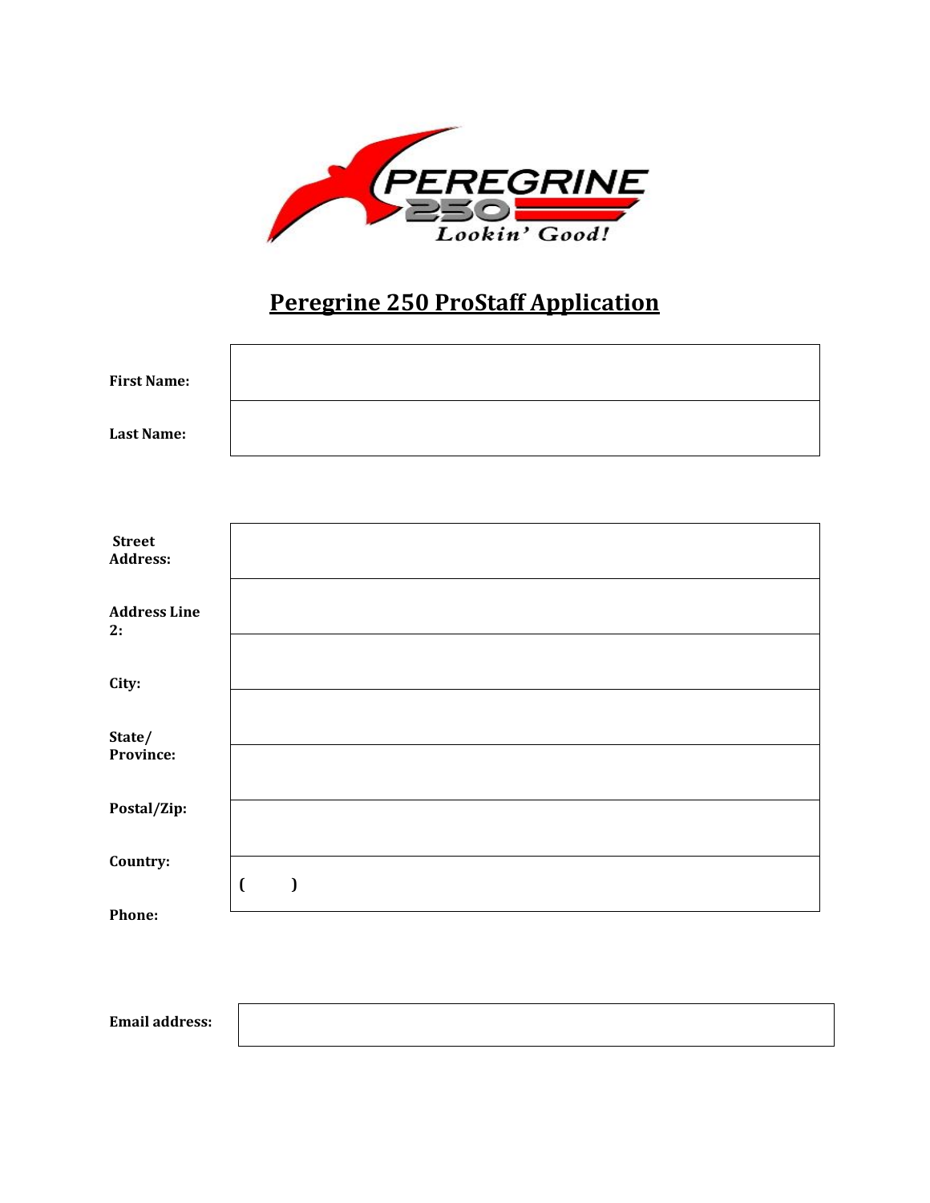# Peregrine 250 ProStaff Application

| | |
|---|---|
| **First Name:** | |
| **Last Name:** | |

| | |
|---|---|
| **Street Address:** | |
| **Address Line 2:** | |
| **City:** | |
| **State/ Province:** | |
| **Postal/Zip:** | |
| **Country:** | |
| **Phone:** | ( ) |

| | |
|---|---|
| **Email address:** | |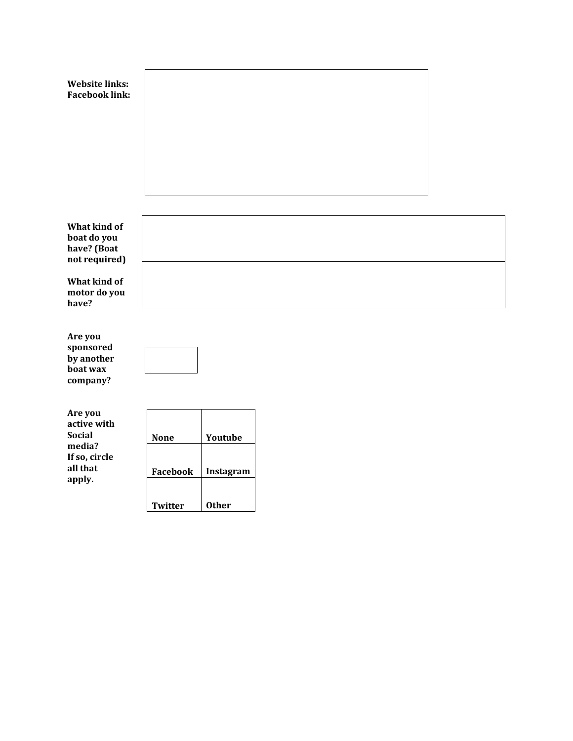**Website links:**
**Facebook link:**

| |
|---|
| |

**What kind of boat do you have? (Boat not required)**

| |
|---|
| |

**What kind of motor do you have?**

| |
|---|
| |

**Are you sponsored by another boat wax company?**

| |
|---|
| |

**Are you active with Social media? If so, circle all that apply.**

| | |
|---|---|
| **None** | **Youtube** |
| **Facebook** | **Instagram** |
| **Twitter** | **Other** |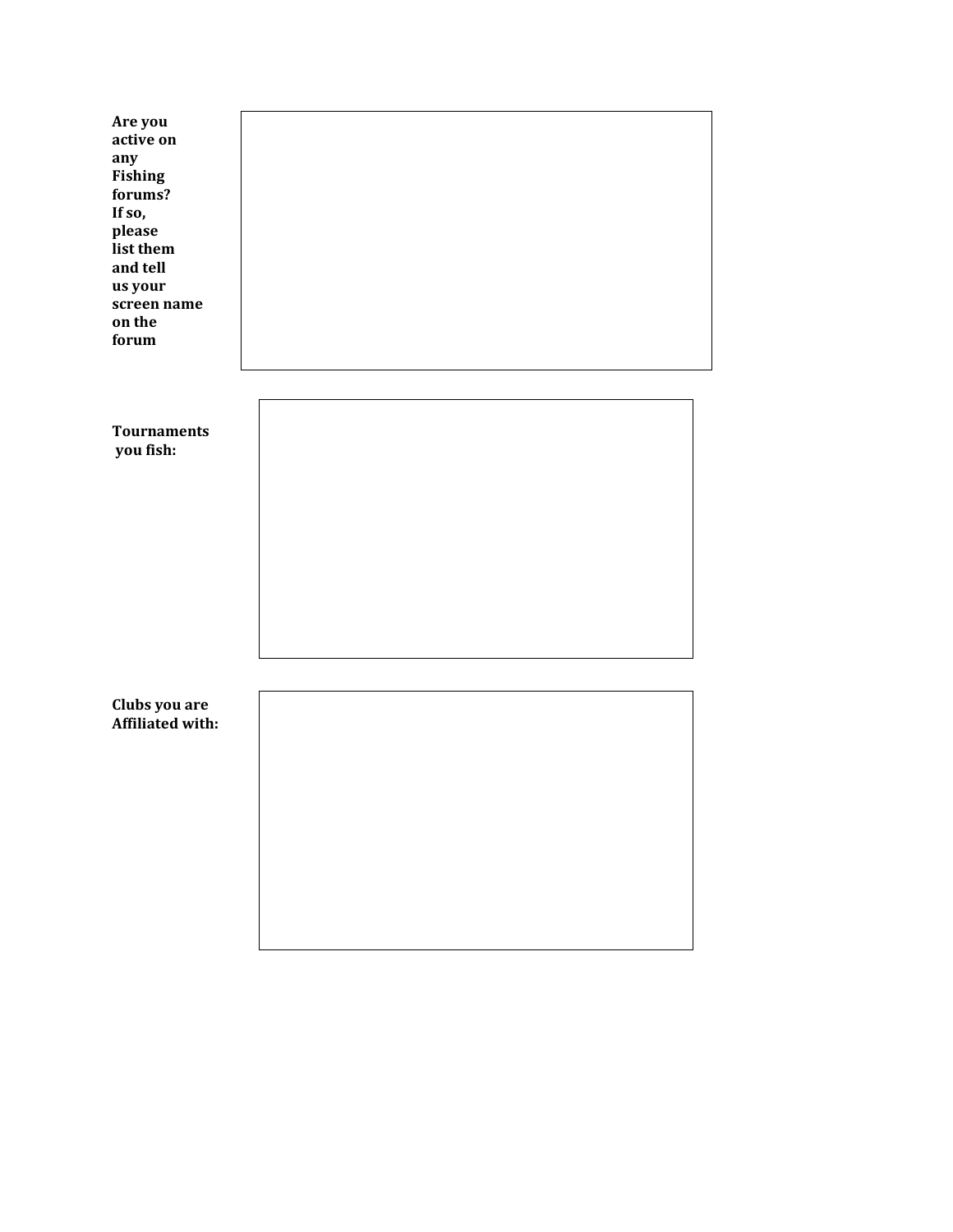**Are you active on any Fishing forums? If so, please list them and tell us your screen name on the forum**

**Tournaments you fish:**

**Clubs you are Affiliated with:**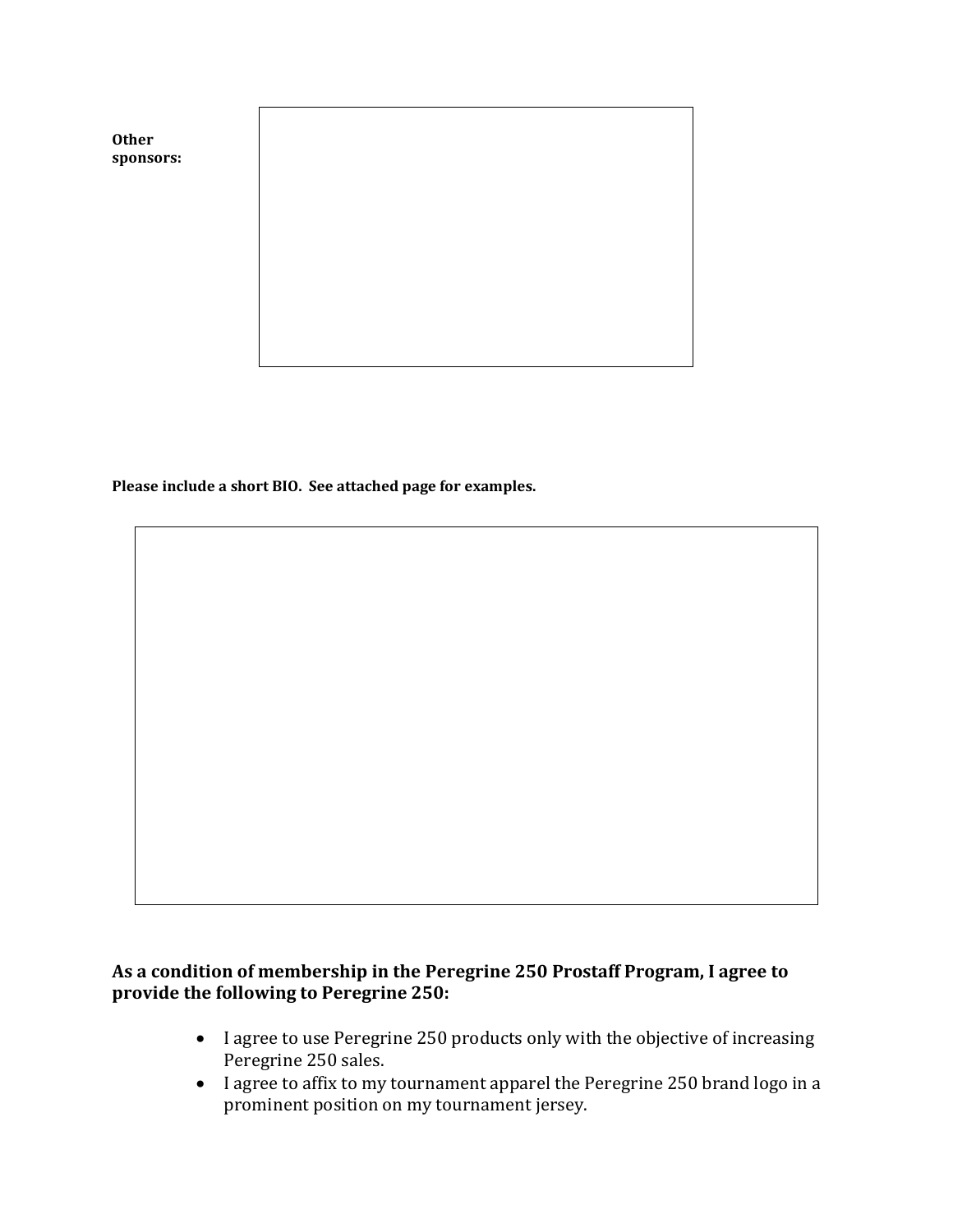**Other sponsors:**

**Please include a short BIO. See attached page for examples.**

**As a condition of membership in the Peregrine 250 Prostaff Program, I agree to provide the following to Peregrine 250:**

- I agree to use Peregrine 250 products only with the objective of increasing Peregrine 250 sales.
- I agree to affix to my tournament apparel the Peregrine 250 brand logo in a prominent position on my tournament jersey.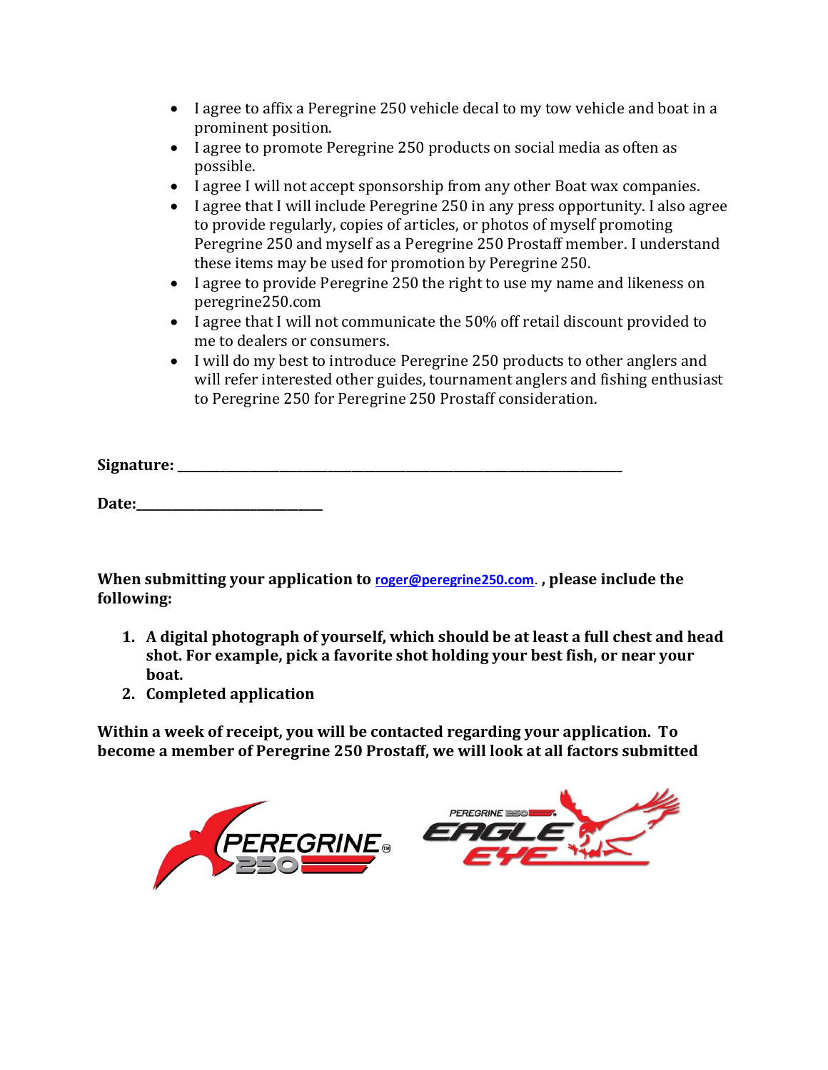- I agree to affix a Peregrine 250 vehicle decal to my tow vehicle and boat in a prominent position.
- I agree to promote Peregrine 250 products on social media as often as possible.
- I agree I will not accept sponsorship from any other Boat wax companies.
- I agree that I will include Peregrine 250 in any press opportunity. I also agree to provide regularly, copies of articles, or photos of myself promoting Peregrine 250 and myself as a Peregrine 250 Prostaff member. I understand these items may be used for promotion by Peregrine 250.
- I agree to provide Peregrine 250 the right to use my name and likeness on peregrine250.com
- I agree that I will not communicate the 50% off retail discount provided to me to dealers or consumers.
- I will do my best to introduce Peregrine 250 products to other anglers and will refer interested other guides, tournament anglers and fishing enthusiast to Peregrine 250 for Peregrine 250 Prostaff consideration.

**Signature: ____________________________________________________________________**

**Date:___________________________**

**When submitting your application to** roger@peregrine250.com. **, please include the following:**

1. **A digital photograph of yourself, which should be at least a full chest and head shot. For example, pick a favorite shot holding your best fish, or near your boat.**
2. **Completed application**

**Within a week of receipt, you will be contacted regarding your application. To become a member of Peregrine 250 Prostaff, we will look at all factors submitted**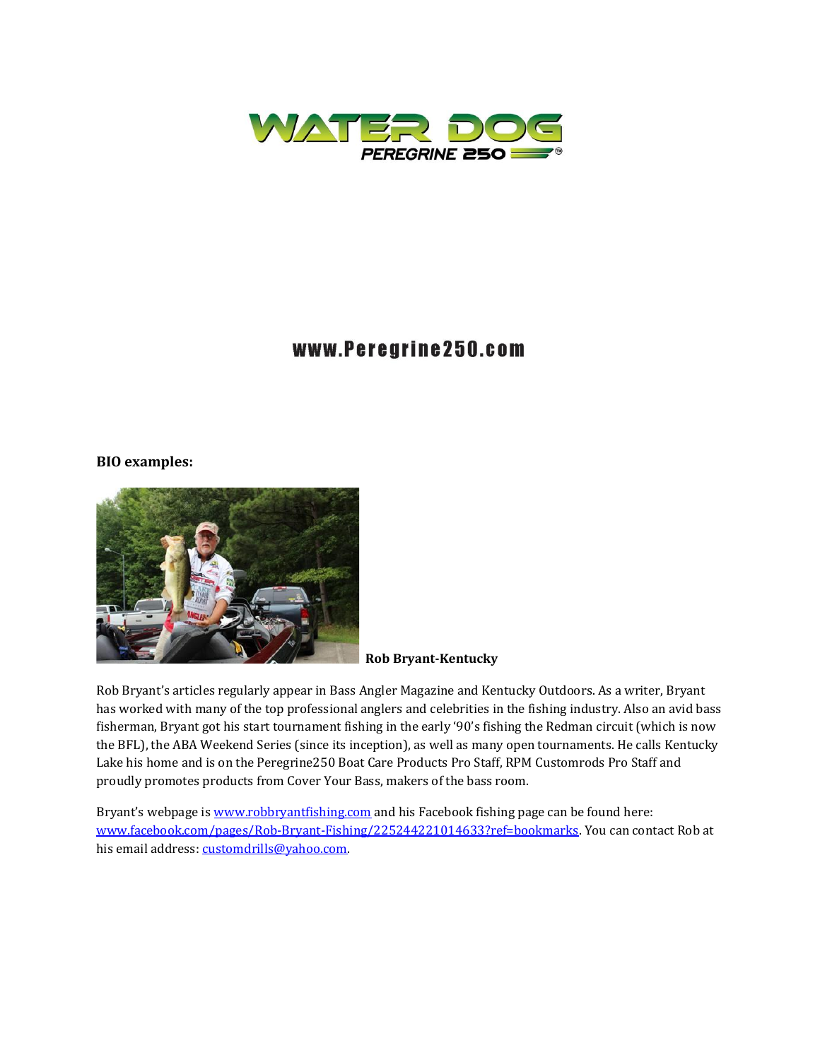# WATER DOG

PEREGRINE 250

www.Peregrine250.com

**BIO examples:**

**Rob Bryant-Kentucky**

Rob Bryant's articles regularly appear in Bass Angler Magazine and Kentucky Outdoors. As a writer, Bryant has worked with many of the top professional anglers and celebrities in the fishing industry. Also an avid bass fisherman, Bryant got his start tournament fishing in the early '90's fishing the Redman circuit (which is now the BFL), the ABA Weekend Series (since its inception), as well as many open tournaments. He calls Kentucky Lake his home and is on the Peregrine250 Boat Care Products Pro Staff, RPM Customrods Pro Staff and proudly promotes products from Cover Your Bass, makers of the bass room.

Bryant's webpage is www.robbryantfishing.com and his Facebook fishing page can be found here: www.facebook.com/pages/Rob-Bryant-Fishing/225244221014633?ref=bookmarks. You can contact Rob at his email address: customdrills@yahoo.com.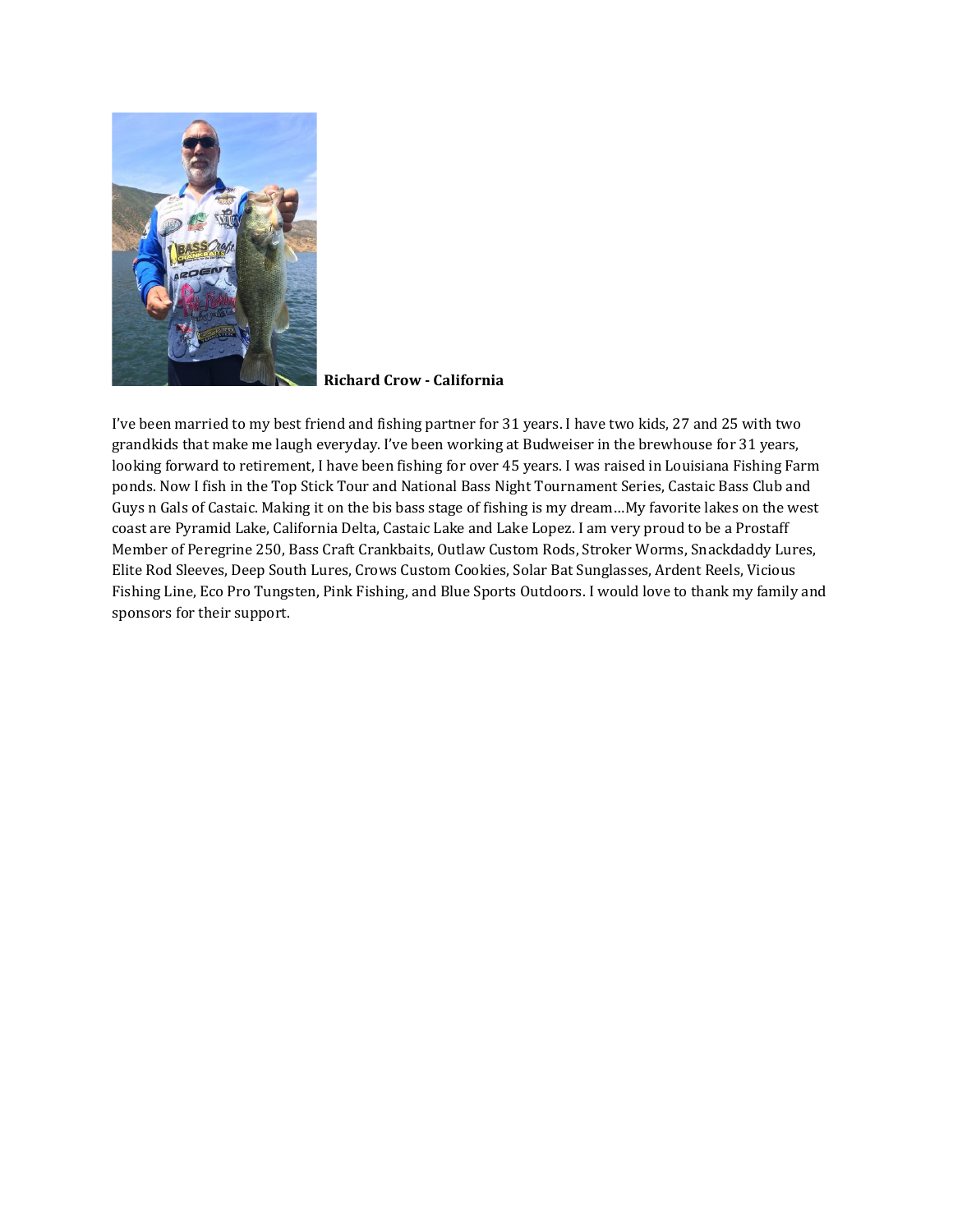**Richard Crow - California**

I've been married to my best friend and fishing partner for 31 years. I have two kids, 27 and 25 with two grandkids that make me laugh everyday. I've been working at Budweiser in the brewhouse for 31 years, looking forward to retirement, I have been fishing for over 45 years. I was raised in Louisiana Fishing Farm ponds. Now I fish in the Top Stick Tour and National Bass Night Tournament Series, Castaic Bass Club and Guys n Gals of Castaic. Making it on the bis bass stage of fishing is my dream…My favorite lakes on the west coast are Pyramid Lake, California Delta, Castaic Lake and Lake Lopez. I am very proud to be a Prostaff Member of Peregrine 250, Bass Craft Crankbaits, Outlaw Custom Rods, Stroker Worms, Snackdaddy Lures, Elite Rod Sleeves, Deep South Lures, Crows Custom Cookies, Solar Bat Sunglasses, Ardent Reels, Vicious Fishing Line, Eco Pro Tungsten, Pink Fishing, and Blue Sports Outdoors. I would love to thank my family and sponsors for their support.